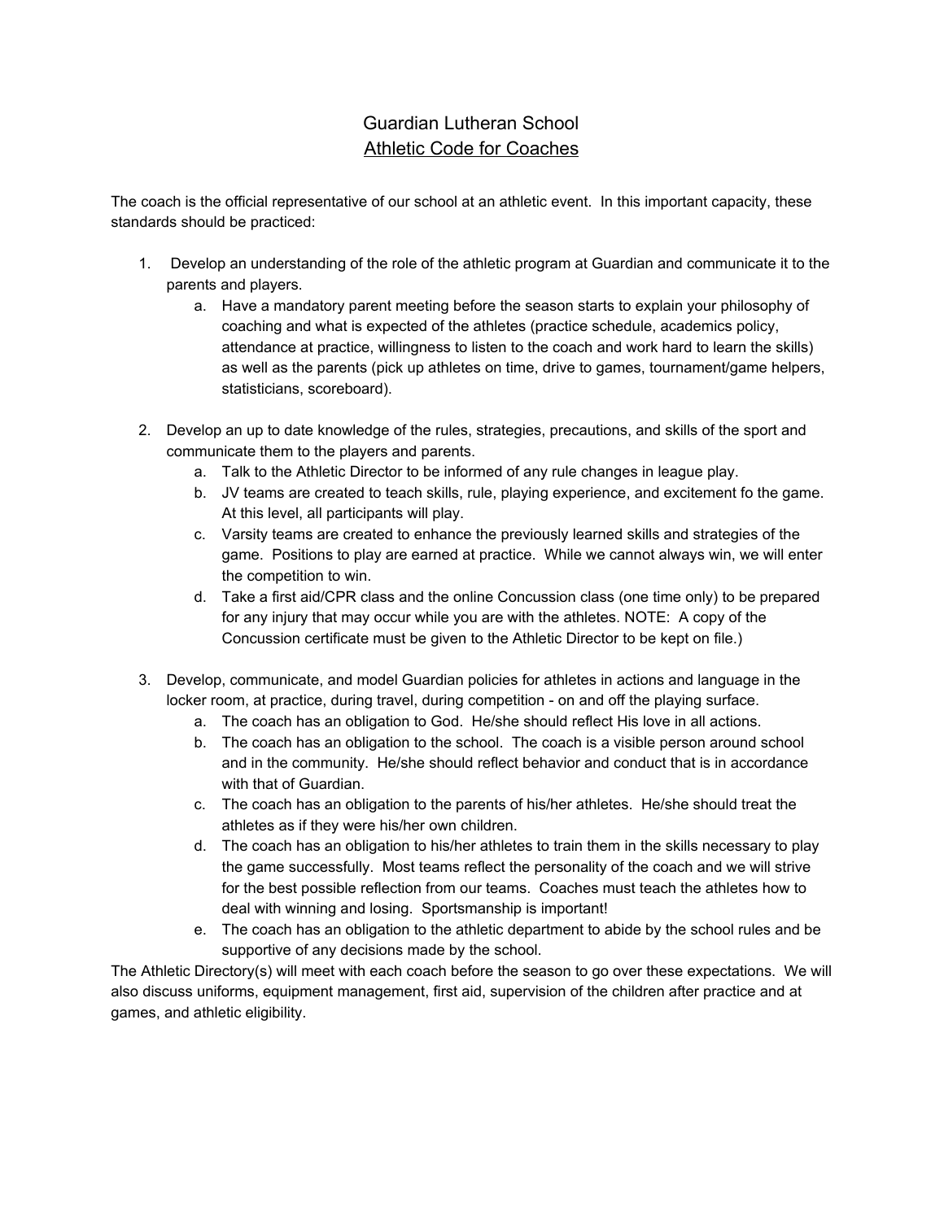# Guardian Lutheran School

## Athletic Code for Coaches

The coach is the official representative of our school at an athletic event. In this important capacity, these standards should be practiced:

1. Develop an understanding of the role of the athletic program at Guardian and communicate it to the parents and players.
   a. Have a mandatory parent meeting before the season starts to explain your philosophy of coaching and what is expected of the athletes (practice schedule, academics policy, attendance at practice, willingness to listen to the coach and work hard to learn the skills) as well as the parents (pick up athletes on time, drive to games, tournament/game helpers, statisticians, scoreboard).

2. Develop an up to date knowledge of the rules, strategies, precautions, and skills of the sport and communicate them to the players and parents.
   a. Talk to the Athletic Director to be informed of any rule changes in league play.
   b. JV teams are created to teach skills, rule, playing experience, and excitement fo the game. At this level, all participants will play.
   c. Varsity teams are created to enhance the previously learned skills and strategies of the game. Positions to play are earned at practice. While we cannot always win, we will enter the competition to win.
   d. Take a first aid/CPR class and the online Concussion class (one time only) to be prepared for any injury that may occur while you are with the athletes. NOTE: A copy of the Concussion certificate must be given to the Athletic Director to be kept on file.)

3. Develop, communicate, and model Guardian policies for athletes in actions and language in the locker room, at practice, during travel, during competition - on and off the playing surface.
   a. The coach has an obligation to God. He/she should reflect His love in all actions.
   b. The coach has an obligation to the school. The coach is a visible person around school and in the community. He/she should reflect behavior and conduct that is in accordance with that of Guardian.
   c. The coach has an obligation to the parents of his/her athletes. He/she should treat the athletes as if they were his/her own children.
   d. The coach has an obligation to his/her athletes to train them in the skills necessary to play the game successfully. Most teams reflect the personality of the coach and we will strive for the best possible reflection from our teams. Coaches must teach the athletes how to deal with winning and losing. Sportsmanship is important!
   e. The coach has an obligation to the athletic department to abide by the school rules and be supportive of any decisions made by the school.

The Athletic Directory(s) will meet with each coach before the season to go over these expectations. We will also discuss uniforms, equipment management, first aid, supervision of the children after practice and at games, and athletic eligibility.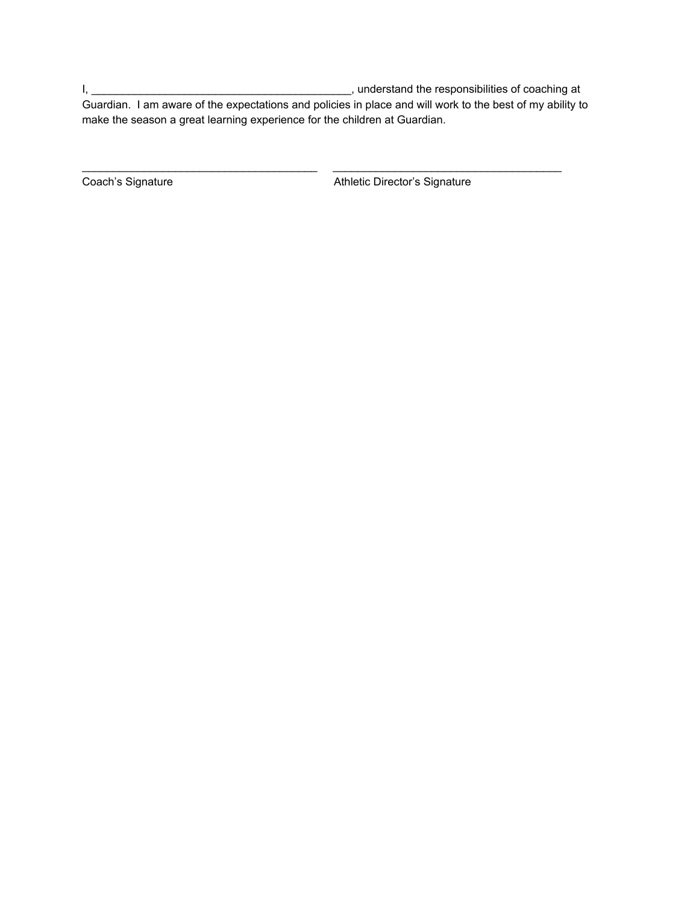I, ___________________________________________, understand the responsibilities of coaching at Guardian. I am aware of the expectations and policies in place and will work to the best of my ability to make the season a great learning experience for the children at Guardian.

_______________________________________ _______________________________________

Coach's Signature Athletic Director's Signature